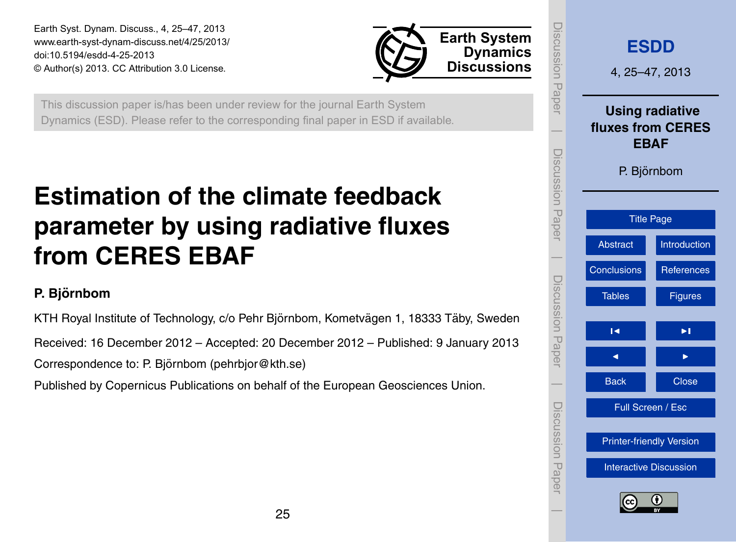Earth Syst. Dynam. Discuss., 4, 25–47, 2013
www.earth-syst-dynam-discuss.net/4/25/2013/
doi:10.5194/esdd-4-25-2013
© Author(s) 2013. CC Attribution 3.0 License.

This discussion paper is/has been under review for the journal Earth System Dynamics (ESD). Please refer to the corresponding final paper in ESD if available.

# Estimation of the climate feedback parameter by using radiative fluxes from CERES EBAF

**P. Björnbom**

KTH Royal Institute of Technology, c/o Pehr Björnbom, Kometvägen 1, 18333 Täby, Sweden

Received: 16 December 2012 – Accepted: 20 December 2012 – Published: 9 January 2013

Correspondence to: P. Björnbom (pehrbjor@kth.se)

Published by Copernicus Publications on behalf of the European Geosciences Union.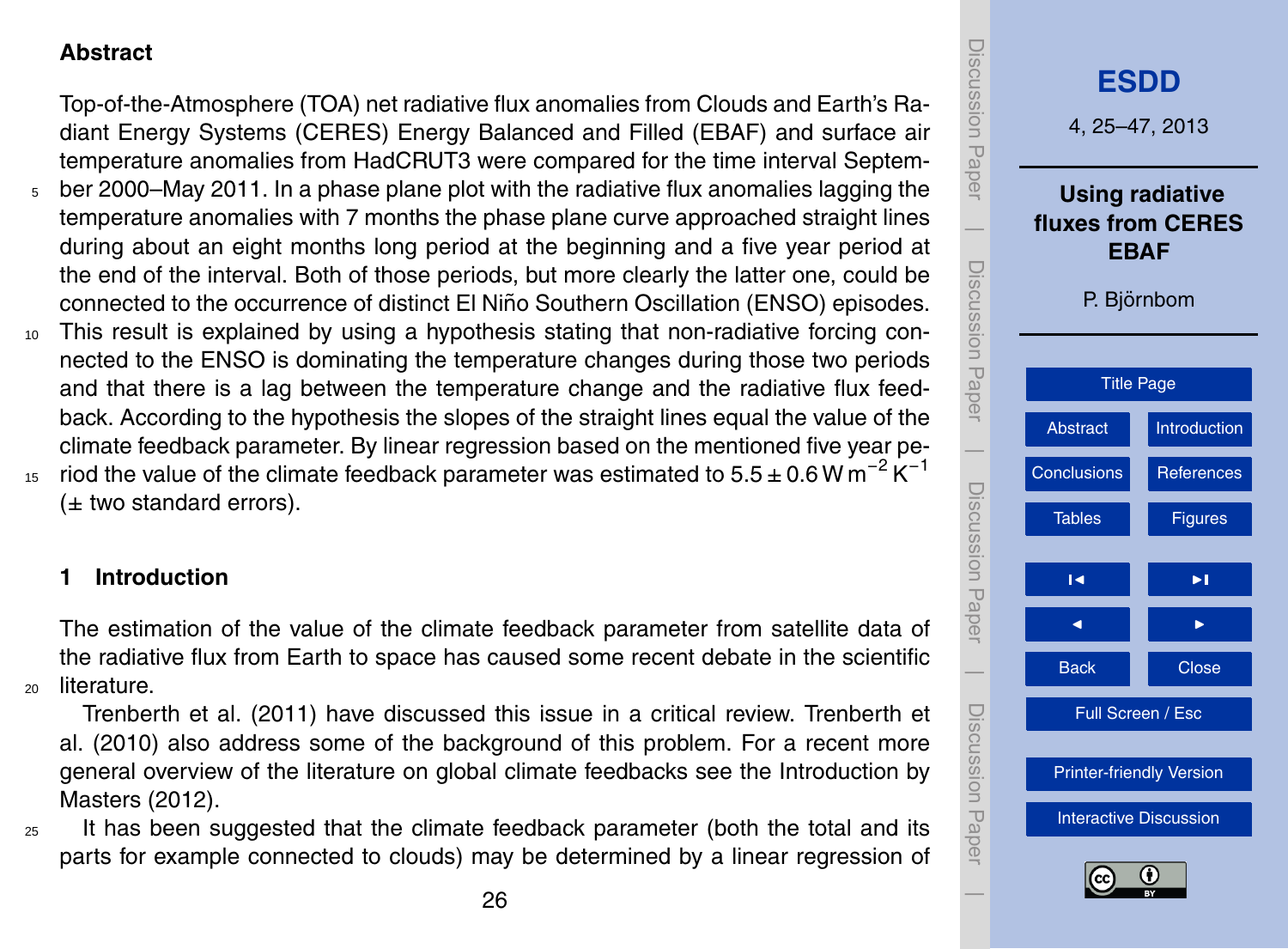## Abstract

Top-of-the-Atmosphere (TOA) net radiative flux anomalies from Clouds and Earth's Radiant Energy Systems (CERES) Energy Balanced and Filled (EBAF) and surface air temperature anomalies from HadCRUT3 were compared for the time interval September 2000–May 2011. In a phase plane plot with the radiative flux anomalies lagging the temperature anomalies with 7 months the phase plane curve approached straight lines during about an eight months long period at the beginning and a five year period at the end of the interval. Both of those periods, but more clearly the latter one, could be connected to the occurrence of distinct El Niño Southern Oscillation (ENSO) episodes. This result is explained by using a hypothesis stating that non-radiative forcing connected to the ENSO is dominating the temperature changes during those two periods and that there is a lag between the temperature change and the radiative flux feedback. According to the hypothesis the slopes of the straight lines equal the value of the climate feedback parameter. By linear regression based on the mentioned five year period the value of the climate feedback parameter was estimated to $5.5 \pm 0.6\,\mathrm{W\,m^{-2}\,K^{-1}}$ (± two standard errors).

## 1 Introduction

The estimation of the value of the climate feedback parameter from satellite data of the radiative flux from Earth to space has caused some recent debate in the scientific literature.

Trenberth et al. (2011) have discussed this issue in a critical review. Trenberth et al. (2010) also address some of the background of this problem. For a recent more general overview of the literature on global climate feedbacks see the Introduction by Masters (2012).

It has been suggested that the climate feedback parameter (both the total and its parts for example connected to clouds) may be determined by a linear regression of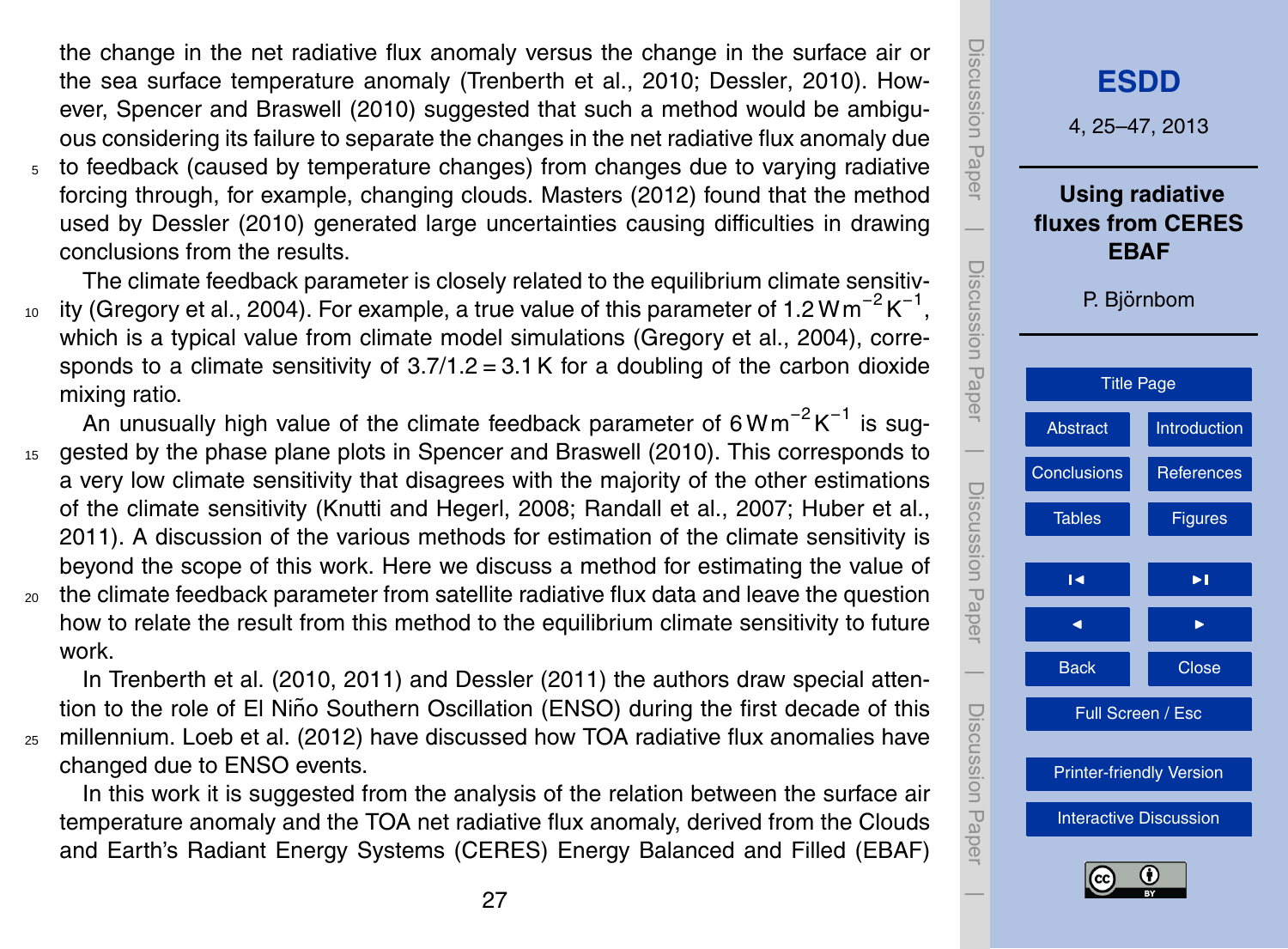the change in the net radiative flux anomaly versus the change in the surface air or the sea surface temperature anomaly (Trenberth et al., 2010; Dessler, 2010). However, Spencer and Braswell (2010) suggested that such a method would be ambiguous considering its failure to separate the changes in the net radiative flux anomaly due to feedback (caused by temperature changes) from changes due to varying radiative forcing through, for example, changing clouds. Masters (2012) found that the method used by Dessler (2010) generated large uncertainties causing difficulties in drawing conclusions from the results.

The climate feedback parameter is closely related to the equilibrium climate sensitivity (Gregory et al., 2004). For example, a true value of this parameter of $1.2\,\mathrm{W\,m^{-2}\,K^{-1}}$, which is a typical value from climate model simulations (Gregory et al., 2004), corresponds to a climate sensitivity of $3.7/1.2 = 3.1\,\mathrm{K}$ for a doubling of the carbon dioxide mixing ratio.

An unusually high value of the climate feedback parameter of $6\,\mathrm{W\,m^{-2}\,K^{-1}}$ is suggested by the phase plane plots in Spencer and Braswell (2010). This corresponds to a very low climate sensitivity that disagrees with the majority of the other estimations of the climate sensitivity (Knutti and Hegerl, 2008; Randall et al., 2007; Huber et al., 2011). A discussion of the various methods for estimation of the climate sensitivity is beyond the scope of this work. Here we discuss a method for estimating the value of the climate feedback parameter from satellite radiative flux data and leave the question how to relate the result from this method to the equilibrium climate sensitivity to future work.

In Trenberth et al. (2010, 2011) and Dessler (2011) the authors draw special attention to the role of El Niño Southern Oscillation (ENSO) during the first decade of this millennium. Loeb et al. (2012) have discussed how TOA radiative flux anomalies have changed due to ENSO events.

In this work it is suggested from the analysis of the relation between the surface air temperature anomaly and the TOA net radiative flux anomaly, derived from the Clouds and Earth's Radiant Energy Systems (CERES) Energy Balanced and Filled (EBAF)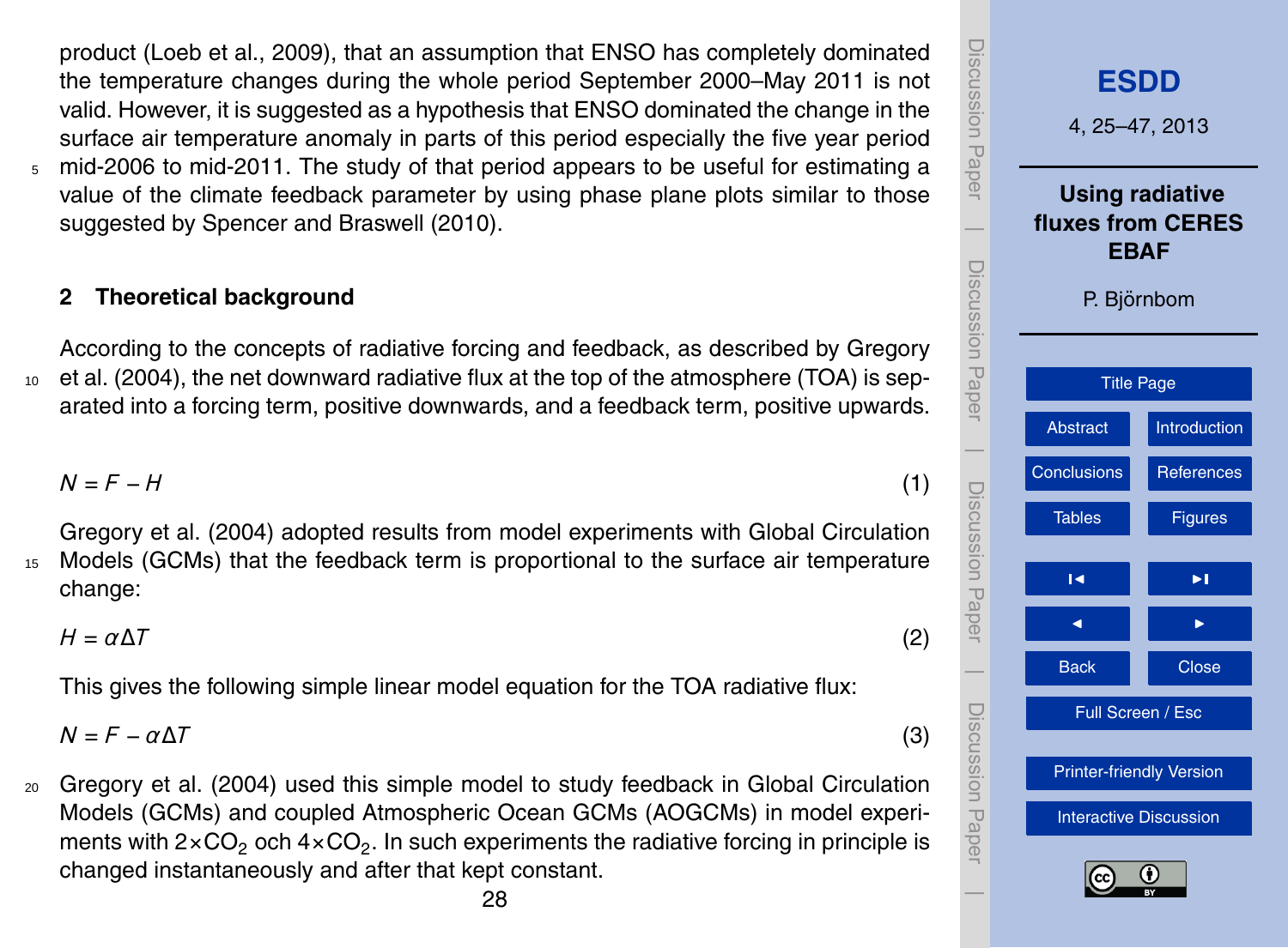product (Loeb et al., 2009), that an assumption that ENSO has completely dominated the temperature changes during the whole period September 2000–May 2011 is not valid. However, it is suggested as a hypothesis that ENSO dominated the change in the surface air temperature anomaly in parts of this period especially the five year period mid-2006 to mid-2011. The study of that period appears to be useful for estimating a value of the climate feedback parameter by using phase plane plots similar to those suggested by Spencer and Braswell (2010).

## 2 Theoretical background

According to the concepts of radiative forcing and feedback, as described by Gregory et al. (2004), the net downward radiative flux at the top of the atmosphere (TOA) is separated into a forcing term, positive downwards, and a feedback term, positive upwards.

$$N = F - H \tag{1}$$

Gregory et al. (2004) adopted results from model experiments with Global Circulation Models (GCMs) that the feedback term is proportional to the surface air temperature change:

$$H = \alpha \Delta T \tag{2}$$

This gives the following simple linear model equation for the TOA radiative flux:

$$N = F - \alpha \Delta T \tag{3}$$

Gregory et al. (2004) used this simple model to study feedback in Global Circulation Models (GCMs) and coupled Atmospheric Ocean GCMs (AOGCMs) in model experiments with $2\times CO_2$ och $4\times CO_2$. In such experiments the radiative forcing in principle is changed instantaneously and after that kept constant.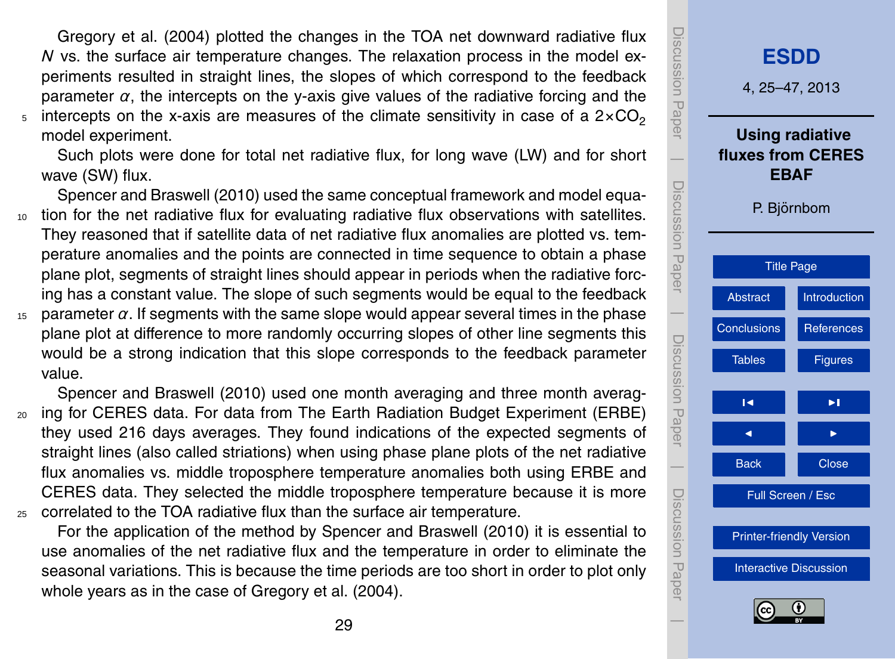Gregory et al. (2004) plotted the changes in the TOA net downward radiative flux *N* vs. the surface air temperature changes. The relaxation process in the model experiments resulted in straight lines, the slopes of which correspond to the feedback parameter $\alpha$, the intercepts on the y-axis give values of the radiative forcing and the intercepts on the x-axis are measures of the climate sensitivity in case of a 2×$CO_2$ model experiment.

Such plots were done for total net radiative flux, for long wave (LW) and for short wave (SW) flux.

Spencer and Braswell (2010) used the same conceptual framework and model equation for the net radiative flux for evaluating radiative flux observations with satellites. They reasoned that if satellite data of net radiative flux anomalies are plotted vs. temperature anomalies and the points are connected in time sequence to obtain a phase plane plot, segments of straight lines should appear in periods when the radiative forcing has a constant value. The slope of such segments would be equal to the feedback parameter $\alpha$. If segments with the same slope would appear several times in the phase plane plot at difference to more randomly occurring slopes of other line segments this would be a strong indication that this slope corresponds to the feedback parameter value.

Spencer and Braswell (2010) used one month averaging and three month averaging for CERES data. For data from The Earth Radiation Budget Experiment (ERBE) they used 216 days averages. They found indications of the expected segments of straight lines (also called striations) when using phase plane plots of the net radiative flux anomalies vs. middle troposphere temperature anomalies both using ERBE and CERES data. They selected the middle troposphere temperature because it is more correlated to the TOA radiative flux than the surface air temperature.

For the application of the method by Spencer and Braswell (2010) it is essential to use anomalies of the net radiative flux and the temperature in order to eliminate the seasonal variations. This is because the time periods are too short in order to plot only whole years as in the case of Gregory et al. (2004).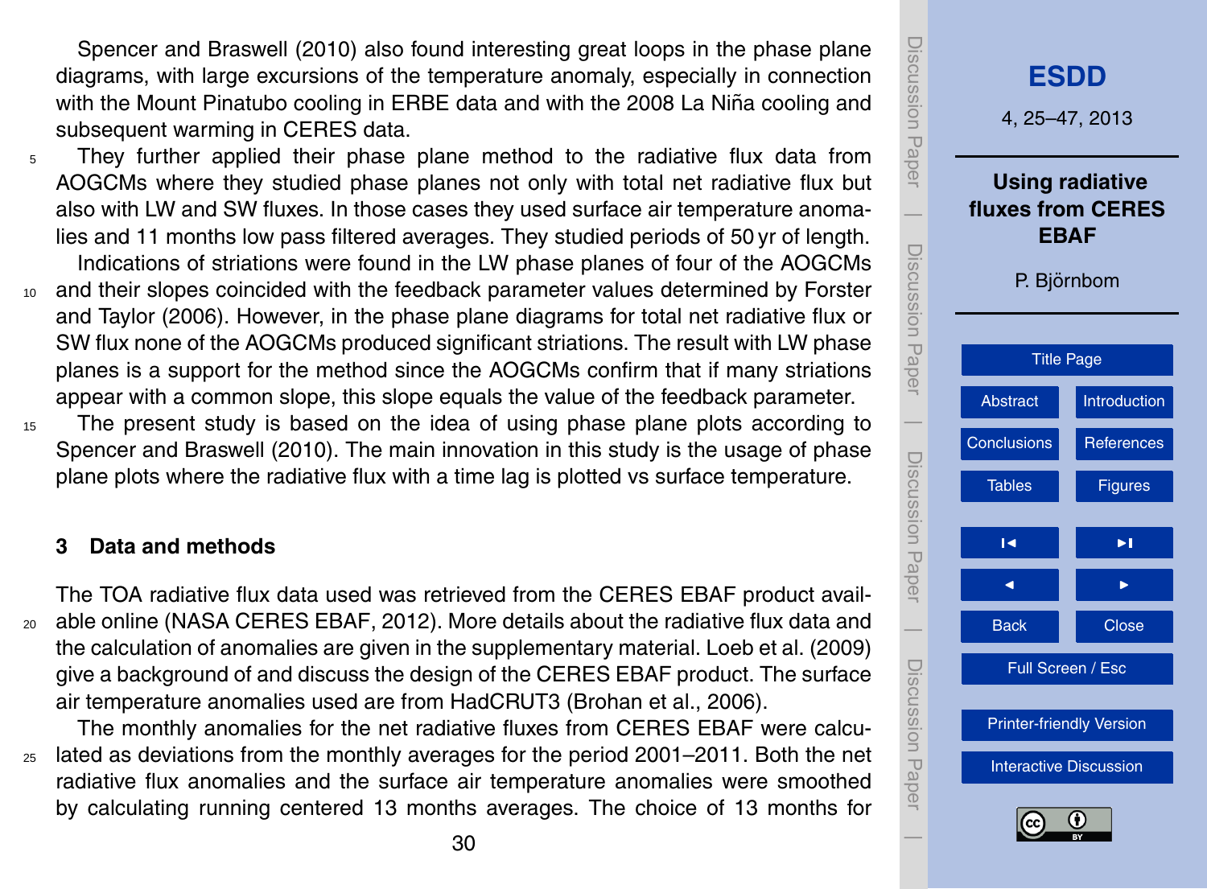Spencer and Braswell (2010) also found interesting great loops in the phase plane diagrams, with large excursions of the temperature anomaly, especially in connection with the Mount Pinatubo cooling in ERBE data and with the 2008 La Niña cooling and subsequent warming in CERES data.

They further applied their phase plane method to the radiative flux data from AOGCMs where they studied phase planes not only with total net radiative flux but also with LW and SW fluxes. In those cases they used surface air temperature anomalies and 11 months low pass filtered averages. They studied periods of 50 yr of length.

Indications of striations were found in the LW phase planes of four of the AOGCMs and their slopes coincided with the feedback parameter values determined by Forster and Taylor (2006). However, in the phase plane diagrams for total net radiative flux or SW flux none of the AOGCMs produced significant striations. The result with LW phase planes is a support for the method since the AOGCMs confirm that if many striations appear with a common slope, this slope equals the value of the feedback parameter.

The present study is based on the idea of using phase plane plots according to Spencer and Braswell (2010). The main innovation in this study is the usage of phase plane plots where the radiative flux with a time lag is plotted vs surface temperature.

## 3 Data and methods

The TOA radiative flux data used was retrieved from the CERES EBAF product available online (NASA CERES EBAF, 2012). More details about the radiative flux data and the calculation of anomalies are given in the supplementary material. Loeb et al. (2009) give a background of and discuss the design of the CERES EBAF product. The surface air temperature anomalies used are from HadCRUT3 (Brohan et al., 2006).

The monthly anomalies for the net radiative fluxes from CERES EBAF were calculated as deviations from the monthly averages for the period 2001–2011. Both the net radiative flux anomalies and the surface air temperature anomalies were smoothed by calculating running centered 13 months averages. The choice of 13 months for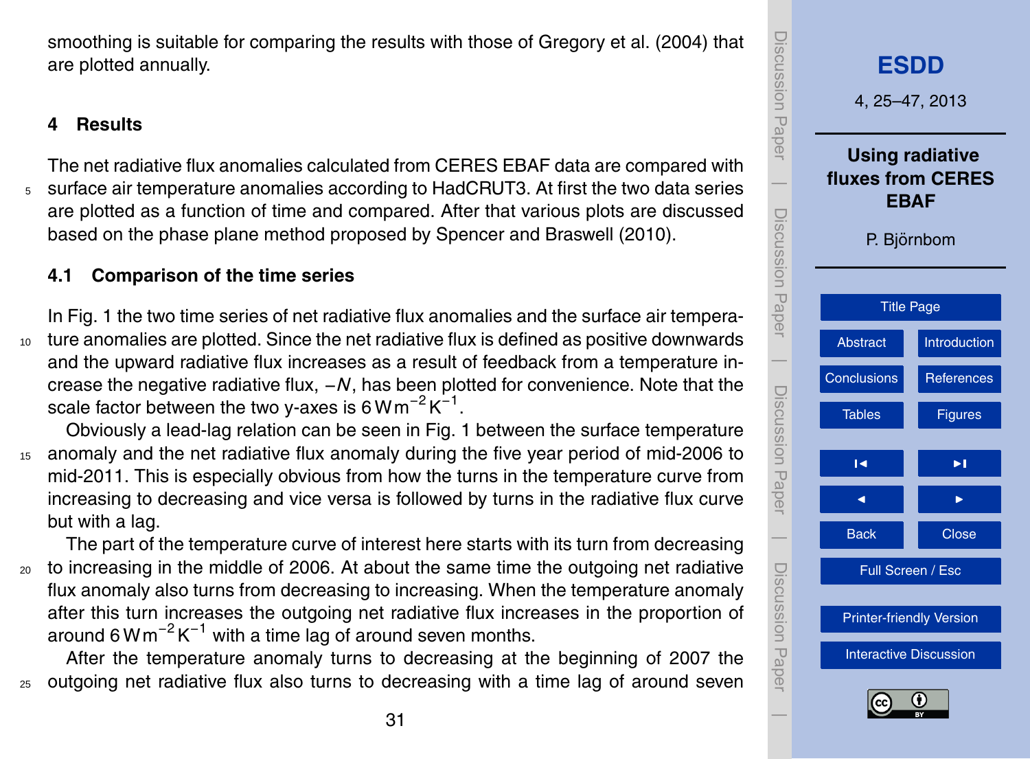smoothing is suitable for comparing the results with those of Gregory et al. (2004) that are plotted annually.

# 4 Results

The net radiative flux anomalies calculated from CERES EBAF data are compared with surface air temperature anomalies according to HadCRUT3. At first the two data series are plotted as a function of time and compared. After that various plots are discussed based on the phase plane method proposed by Spencer and Braswell (2010).

## 4.1 Comparison of the time series

In Fig. 1 the two time series of net radiative flux anomalies and the surface air temperature anomalies are plotted. Since the net radiative flux is defined as positive downwards and the upward radiative flux increases as a result of feedback from a temperature increase the negative radiative flux, $-N$, has been plotted for convenience. Note that the scale factor between the two y-axes is $6\,\mathrm{W\,m^{-2}\,K^{-1}}$.

Obviously a lead-lag relation can be seen in Fig. 1 between the surface temperature anomaly and the net radiative flux anomaly during the five year period of mid-2006 to mid-2011. This is especially obvious from how the turns in the temperature curve from increasing to decreasing and vice versa is followed by turns in the radiative flux curve but with a lag.

The part of the temperature curve of interest here starts with its turn from decreasing to increasing in the middle of 2006. At about the same time the outgoing net radiative flux anomaly also turns from decreasing to increasing. When the temperature anomaly after this turn increases the outgoing net radiative flux increases in the proportion of around $6\,\mathrm{W\,m^{-2}\,K^{-1}}$ with a time lag of around seven months.

After the temperature anomaly turns to decreasing at the beginning of 2007 the outgoing net radiative flux also turns to decreasing with a time lag of around seven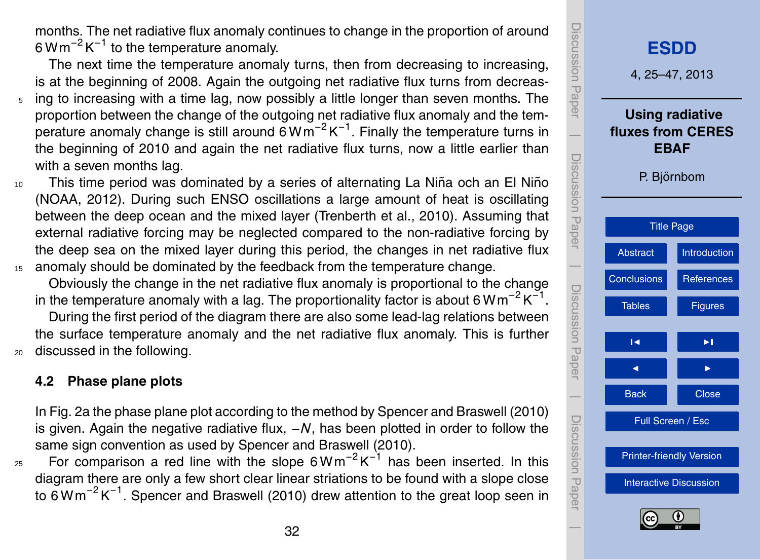months. The net radiative flux anomaly continues to change in the proportion of around $6\,\mathrm{W\,m^{-2}\,K^{-1}}$ to the temperature anomaly.

The next time the temperature anomaly turns, then from decreasing to increasing, is at the beginning of 2008. Again the outgoing net radiative flux turns from decreasing to increasing with a time lag, now possibly a little longer than seven months. The proportion between the change of the outgoing net radiative flux anomaly and the temperature anomaly change is still around $6\,\mathrm{W\,m^{-2}\,K^{-1}}$. Finally the temperature turns in the beginning of 2010 and again the net radiative flux turns, now a little earlier than with a seven months lag.

This time period was dominated by a series of alternating La Niña och an El Niño (NOAA, 2012). During such ENSO oscillations a large amount of heat is oscillating between the deep ocean and the mixed layer (Trenberth et al., 2010). Assuming that external radiative forcing may be neglected compared to the non-radiative forcing by the deep sea on the mixed layer during this period, the changes in net radiative flux anomaly should be dominated by the feedback from the temperature change.

Obviously the change in the net radiative flux anomaly is proportional to the change in the temperature anomaly with a lag. The proportionality factor is about $6\,\mathrm{W\,m^{-2}\,K^{-1}}$.

During the first period of the diagram there are also some lead-lag relations between the surface temperature anomaly and the net radiative flux anomaly. This is further discussed in the following.

### 4.2 Phase plane plots

In Fig. 2a the phase plane plot according to the method by Spencer and Braswell (2010) is given. Again the negative radiative flux, $-N$, has been plotted in order to follow the same sign convention as used by Spencer and Braswell (2010).

For comparison a red line with the slope $6\,\mathrm{W\,m^{-2}\,K^{-1}}$ has been inserted. In this diagram there are only a few short clear linear striations to be found with a slope close to $6\,\mathrm{W\,m^{-2}\,K^{-1}}$. Spencer and Braswell (2010) drew attention to the great loop seen in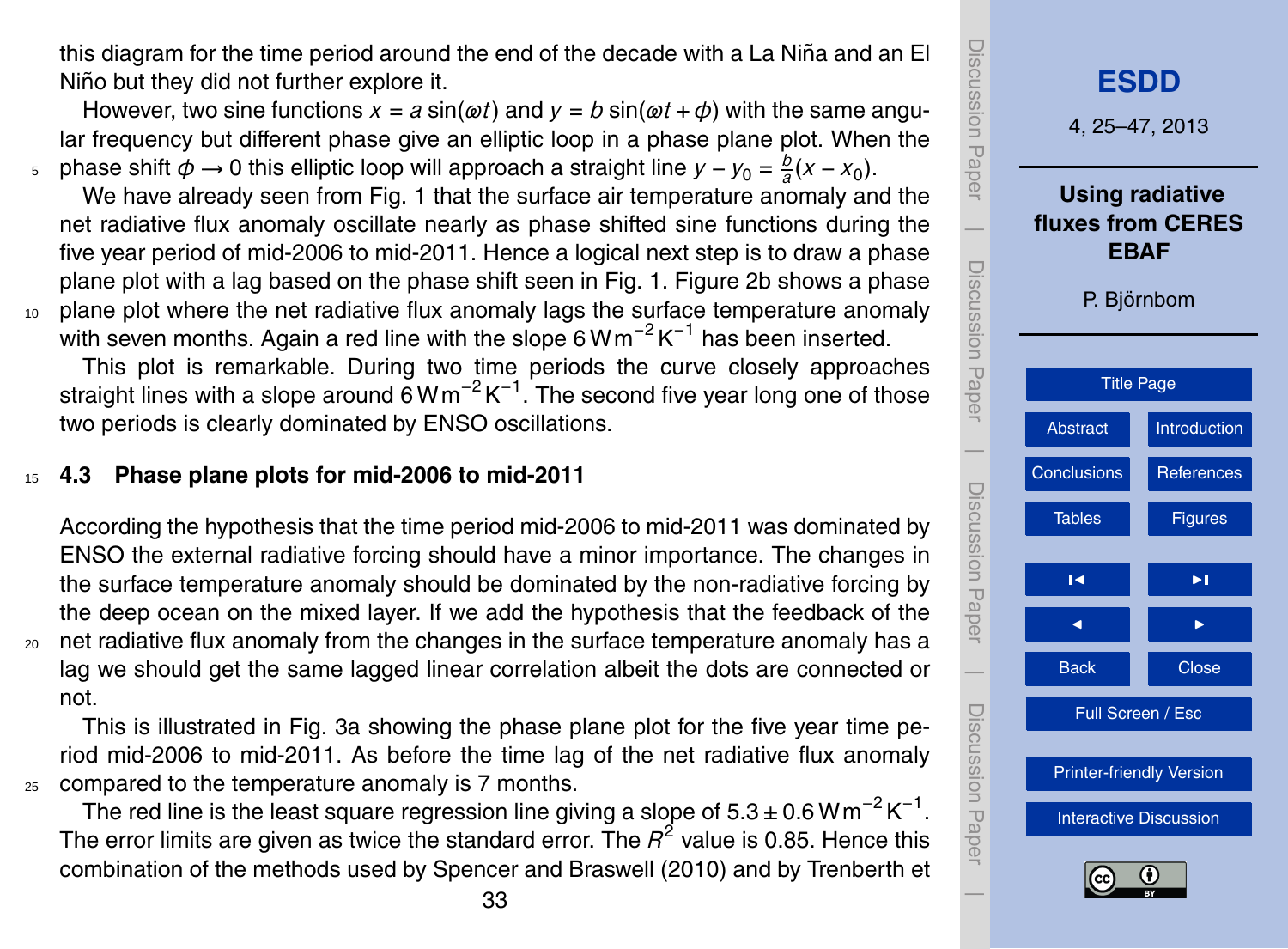this diagram for the time period around the end of the decade with a La Niña and an El Niño but they did not further explore it.

However, two sine functions $x = a\sin(\varpi t)$ and $y = b\sin(\varpi t + \phi)$ with the same angular frequency but different phase give an elliptic loop in a phase plane plot. When the phase shift $\phi \to 0$ this elliptic loop will approach a straight line $y - y_0 = \frac{b}{a}(x - x_0)$.

We have already seen from Fig. 1 that the surface air temperature anomaly and the net radiative flux anomaly oscillate nearly as phase shifted sine functions during the five year period of mid-2006 to mid-2011. Hence a logical next step is to draw a phase plane plot with a lag based on the phase shift seen in Fig. 1. Figure 2b shows a phase plane plot where the net radiative flux anomaly lags the surface temperature anomaly with seven months. Again a red line with the slope $6\,\mathrm{W\,m^{-2}\,K^{-1}}$ has been inserted.

This plot is remarkable. During two time periods the curve closely approaches straight lines with a slope around $6\,\mathrm{W\,m^{-2}\,K^{-1}}$. The second five year long one of those two periods is clearly dominated by ENSO oscillations.

### 4.3 Phase plane plots for mid-2006 to mid-2011

According the hypothesis that the time period mid-2006 to mid-2011 was dominated by ENSO the external radiative forcing should have a minor importance. The changes in the surface temperature anomaly should be dominated by the non-radiative forcing by the deep ocean on the mixed layer. If we add the hypothesis that the feedback of the net radiative flux anomaly from the changes in the surface temperature anomaly has a lag we should get the same lagged linear correlation albeit the dots are connected or not.

This is illustrated in Fig. 3a showing the phase plane plot for the five year time period mid-2006 to mid-2011. As before the time lag of the net radiative flux anomaly compared to the temperature anomaly is 7 months.

The red line is the least square regression line giving a slope of $5.3 \pm 0.6\,\mathrm{W\,m^{-2}\,K^{-1}}$. The error limits are given as twice the standard error. The $R^2$ value is 0.85. Hence this combination of the methods used by Spencer and Braswell (2010) and by Trenberth et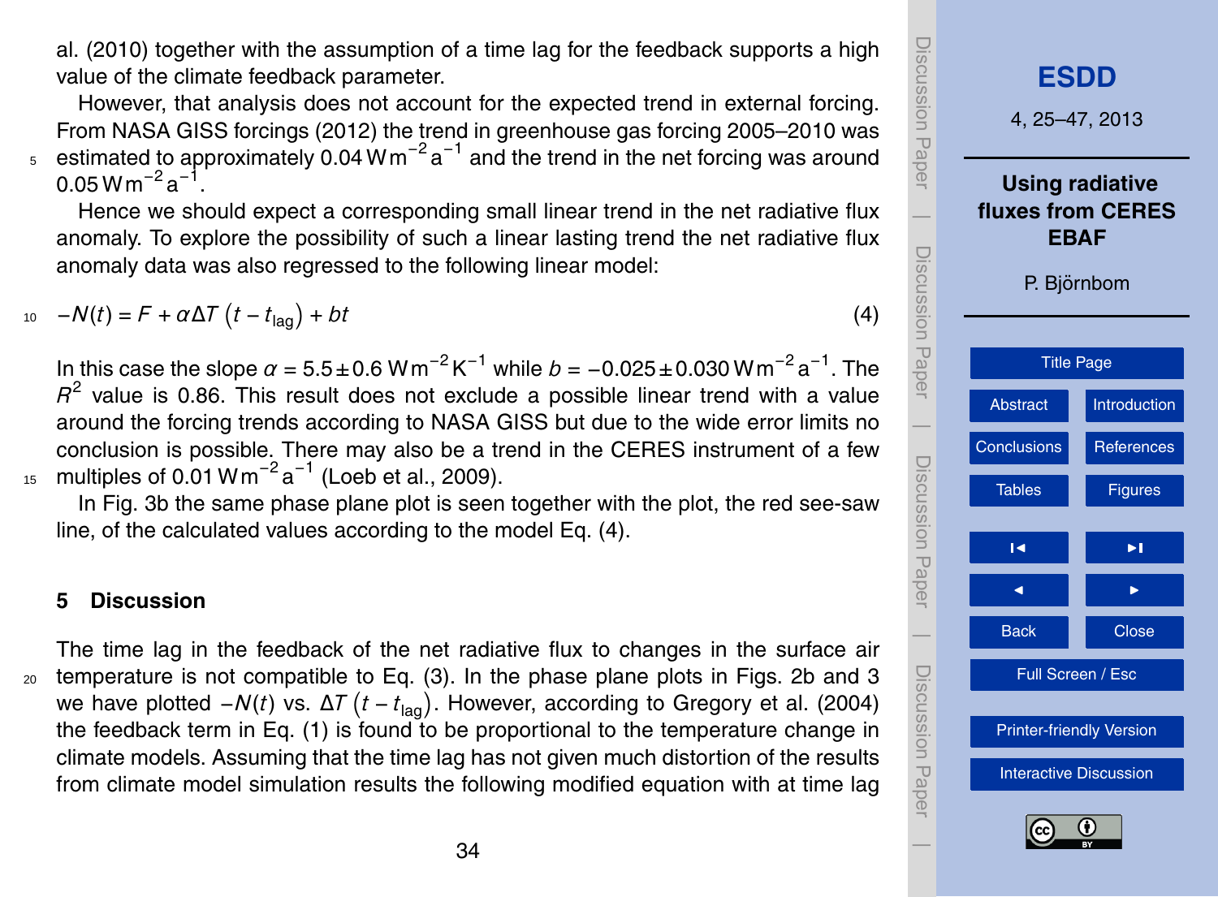al. (2010) together with the assumption of a time lag for the feedback supports a high value of the climate feedback parameter.

However, that analysis does not account for the expected trend in external forcing. From NASA GISS forcings (2012) the trend in greenhouse gas forcing 2005–2010 was estimated to approximately $0.04\,\mathrm{W\,m^{-2}\,a^{-1}}$ and the trend in the net forcing was around $0.05\,\mathrm{W\,m^{-2}\,a^{-1}}$.

Hence we should expect a corresponding small linear trend in the net radiative flux anomaly. To explore the possibility of such a linear lasting trend the net radiative flux anomaly data was also regressed to the following linear model:

$$-N(t) = F + \alpha \Delta T \left(t - t_{\mathrm{lag}}\right) + bt \tag{4}$$

In this case the slope $\alpha = 5.5 \pm 0.6\,\mathrm{W\,m^{-2}\,K^{-1}}$ while $b = -0.025 \pm 0.030\,\mathrm{W\,m^{-2}\,a^{-1}}$. The $R^2$ value is 0.86. This result does not exclude a possible linear trend with a value around the forcing trends according to NASA GISS but due to the wide error limits no conclusion is possible. There may also be a trend in the CERES instrument of a few multiples of $0.01\,\mathrm{W\,m^{-2}\,a^{-1}}$ (Loeb et al., 2009).

In Fig. 3b the same phase plane plot is seen together with the plot, the red see-saw line, of the calculated values according to the model Eq. (4).

## 5 Discussion

The time lag in the feedback of the net radiative flux to changes in the surface air temperature is not compatible to Eq. (3). In the phase plane plots in Figs. 2b and 3 we have plotted $-N(t)$ vs. $\Delta T\left(t - t_{\mathrm{lag}}\right)$. However, according to Gregory et al. (2004) the feedback term in Eq. (1) is found to be proportional to the temperature change in climate models. Assuming that the time lag has not given much distortion of the results from climate model simulation results the following modified equation with at time lag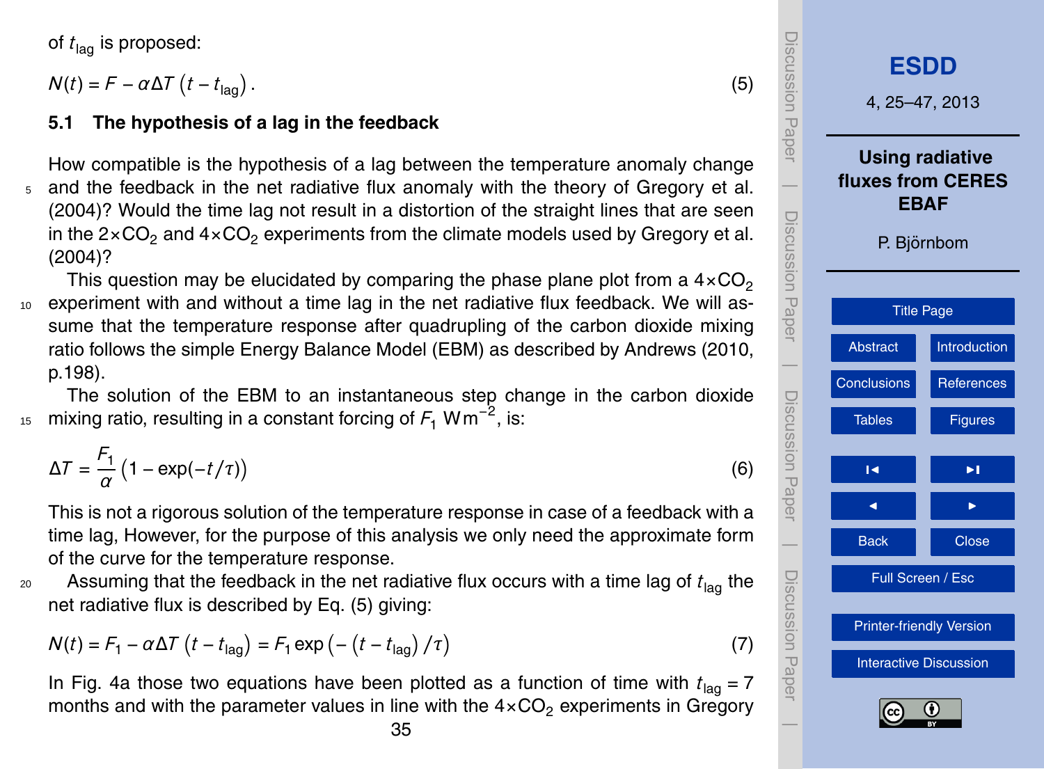of $t_{\text{lag}}$ is proposed:

$$N(t) = F - \alpha \Delta T \left(t - t_{\text{lag}}\right). \tag{5}$$

### 5.1 The hypothesis of a lag in the feedback

How compatible is the hypothesis of a lag between the temperature anomaly change and the feedback in the net radiative flux anomaly with the theory of Gregory et al. (2004)? Would the time lag not result in a distortion of the straight lines that are seen in the $2\times CO_2$ and $4\times CO_2$ experiments from the climate models used by Gregory et al. (2004)?

This question may be elucidated by comparing the phase plane plot from a $4\times CO_2$ experiment with and without a time lag in the net radiative flux feedback. We will assume that the temperature response after quadrupling of the carbon dioxide mixing ratio follows the simple Energy Balance Model (EBM) as described by Andrews (2010, p.198).

The solution of the EBM to an instantaneous step change in the carbon dioxide mixing ratio, resulting in a constant forcing of $F_1$ W m$^{-2}$, is:

$$\Delta T = \frac{F_1}{\alpha}\left(1 - \exp(-t/\tau)\right) \tag{6}$$

This is not a rigorous solution of the temperature response in case of a feedback with a time lag, However, for the purpose of this analysis we only need the approximate form of the curve for the temperature response.

Assuming that the feedback in the net radiative flux occurs with a time lag of $t_{\text{lag}}$ the net radiative flux is described by Eq. (5) giving:

$$N(t) = F_1 - \alpha \Delta T \left(t - t_{\text{lag}}\right) = F_1 \exp\left(-\left(t - t_{\text{lag}}\right)/\tau\right) \tag{7}$$

In Fig. 4a those two equations have been plotted as a function of time with $t_{\text{lag}} = 7$ months and with the parameter values in line with the $4\times CO_2$ experiments in Gregory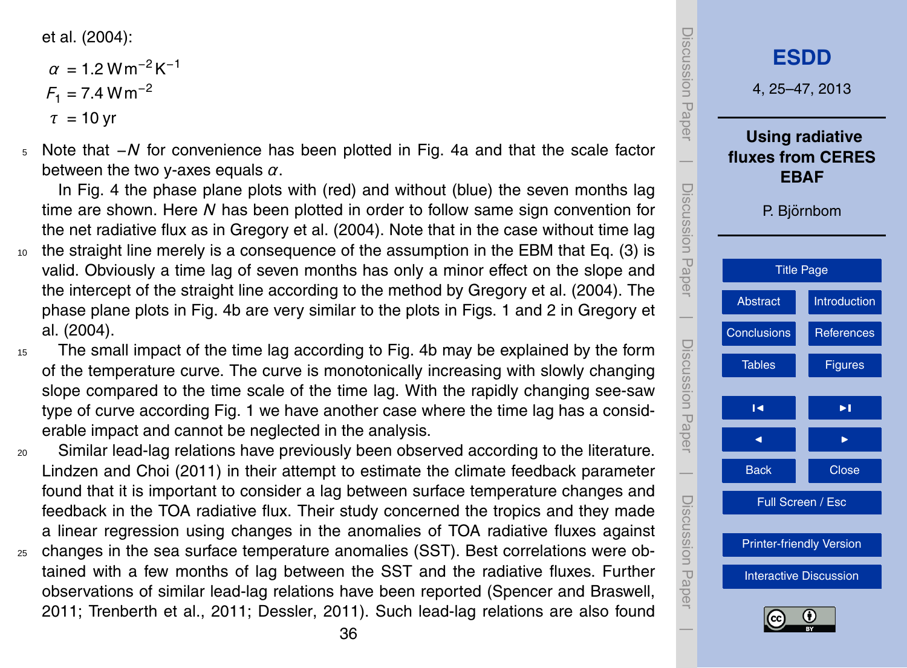et al. (2004):

$$\alpha = 1.2\,\mathrm{W\,m^{-2}\,K^{-1}}$$
$$F_1 = 7.4\,\mathrm{W\,m^{-2}}$$
$$\tau = 10\,\mathrm{yr}$$

Note that $-N$ for convenience has been plotted in Fig. 4a and that the scale factor between the two y-axes equals $\alpha$.

In Fig. 4 the phase plane plots with (red) and without (blue) the seven months lag time are shown. Here $N$ has been plotted in order to follow same sign convention for the net radiative flux as in Gregory et al. (2004). Note that in the case without time lag the straight line merely is a consequence of the assumption in the EBM that Eq. (3) is valid. Obviously a time lag of seven months has only a minor effect on the slope and the intercept of the straight line according to the method by Gregory et al. (2004). The phase plane plots in Fig. 4b are very similar to the plots in Figs. 1 and 2 in Gregory et al. (2004).

The small impact of the time lag according to Fig. 4b may be explained by the form of the temperature curve. The curve is monotonically increasing with slowly changing slope compared to the time scale of the time lag. With the rapidly changing see-saw type of curve according Fig. 1 we have another case where the time lag has a considerable impact and cannot be neglected in the analysis.

Similar lead-lag relations have previously been observed according to the literature. Lindzen and Choi (2011) in their attempt to estimate the climate feedback parameter found that it is important to consider a lag between surface temperature changes and feedback in the TOA radiative flux. Their study concerned the tropics and they made a linear regression using changes in the anomalies of TOA radiative fluxes against changes in the sea surface temperature anomalies (SST). Best correlations were obtained with a few months of lag between the SST and the radiative fluxes. Further observations of similar lead-lag relations have been reported (Spencer and Braswell, 2011; Trenberth et al., 2011; Dessler, 2011). Such lead-lag relations are also found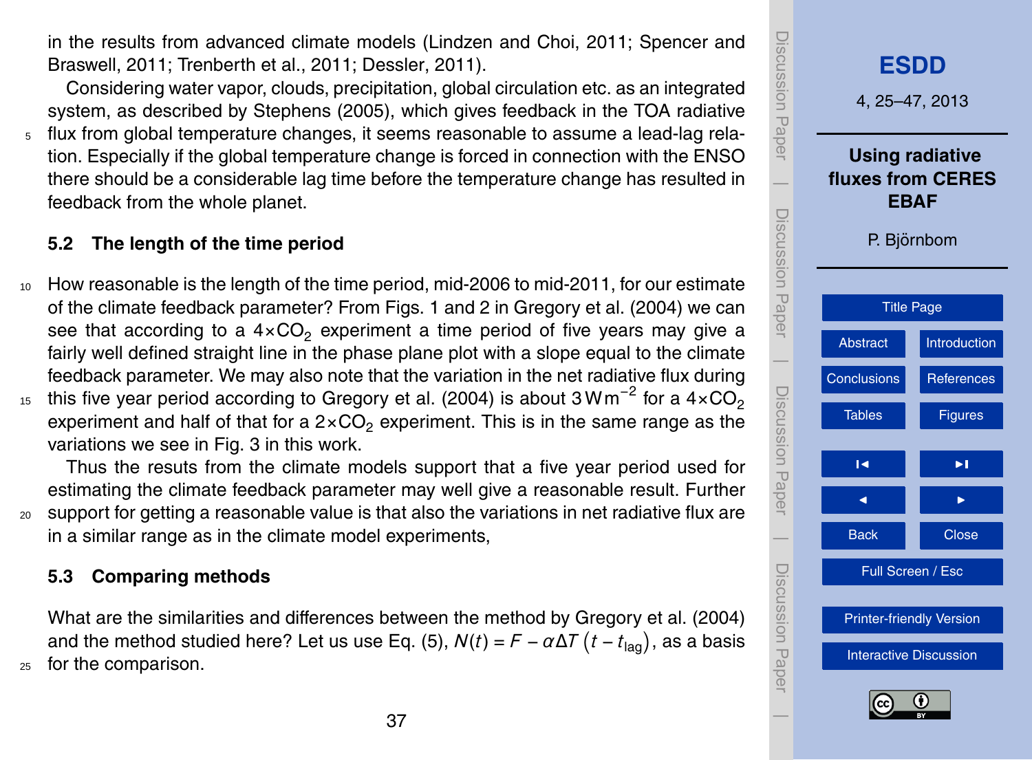in the results from advanced climate models (Lindzen and Choi, 2011; Spencer and Braswell, 2011; Trenberth et al., 2011; Dessler, 2011).

Considering water vapor, clouds, precipitation, global circulation etc. as an integrated system, as described by Stephens (2005), which gives feedback in the TOA radiative flux from global temperature changes, it seems reasonable to assume a lead-lag relation. Especially if the global temperature change is forced in connection with the ENSO there should be a considerable lag time before the temperature change has resulted in feedback from the whole planet.

### 5.2 The length of the time period

How reasonable is the length of the time period, mid-2006 to mid-2011, for our estimate of the climate feedback parameter? From Figs. 1 and 2 in Gregory et al. (2004) we can see that according to a $4\times CO_2$ experiment a time period of five years may give a fairly well defined straight line in the phase plane plot with a slope equal to the climate feedback parameter. We may also note that the variation in the net radiative flux during this five year period according to Gregory et al. (2004) is about $3\,W\,m^{-2}$ for a $4\times CO_2$ experiment and half of that for a $2\times CO_2$ experiment. This is in the same range as the variations we see in Fig. 3 in this work.

Thus the resuts from the climate models support that a five year period used for estimating the climate feedback parameter may well give a reasonable result. Further support for getting a reasonable value is that also the variations in net radiative flux are in a similar range as in the climate model experiments,

### 5.3 Comparing methods

What are the similarities and differences between the method by Gregory et al. (2004) and the method studied here? Let us use Eq. (5), $N(t) = F - \alpha \Delta T\left(t - t_{\text{lag}}\right)$, as a basis for the comparison.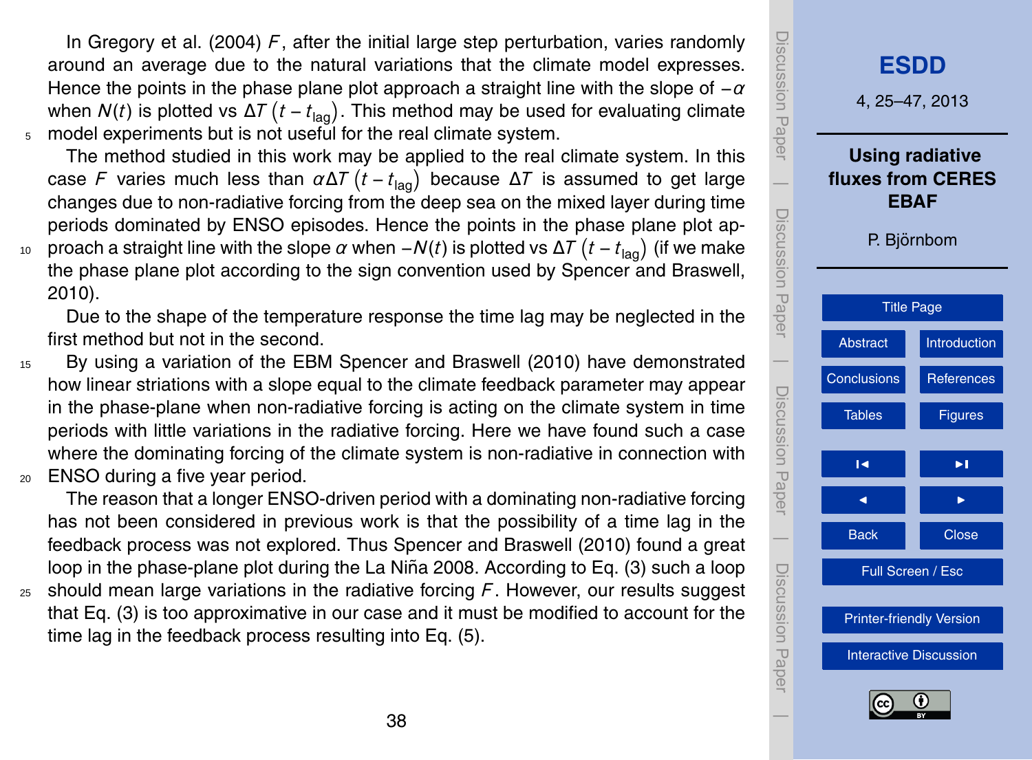In Gregory et al. (2004) $F$, after the initial large step perturbation, varies randomly around an average due to the natural variations that the climate model expresses. Hence the points in the phase plane plot approach a straight line with the slope of $-\alpha$ when $N(t)$ is plotted vs $\Delta T\left(t - t_{\text{lag}}\right)$. This method may be used for evaluating climate model experiments but is not useful for the real climate system.

The method studied in this work may be applied to the real climate system. In this case $F$ varies much less than $\alpha \Delta T\left(t - t_{\text{lag}}\right)$ because $\Delta T$ is assumed to get large changes due to non-radiative forcing from the deep sea on the mixed layer during time periods dominated by ENSO episodes. Hence the points in the phase plane plot approach a straight line with the slope $\alpha$ when $-N(t)$ is plotted vs $\Delta T\left(t - t_{\text{lag}}\right)$ (if we make the phase plane plot according to the sign convention used by Spencer and Braswell, 2010).

Due to the shape of the temperature response the time lag may be neglected in the first method but not in the second.

By using a variation of the EBM Spencer and Braswell (2010) have demonstrated how linear striations with a slope equal to the climate feedback parameter may appear in the phase-plane when non-radiative forcing is acting on the climate system in time periods with little variations in the radiative forcing. Here we have found such a case where the dominating forcing of the climate system is non-radiative in connection with ENSO during a five year period.

The reason that a longer ENSO-driven period with a dominating non-radiative forcing has not been considered in previous work is that the possibility of a time lag in the feedback process was not explored. Thus Spencer and Braswell (2010) found a great loop in the phase-plane plot during the La Niña 2008. According to Eq. (3) such a loop should mean large variations in the radiative forcing $F$. However, our results suggest that Eq. (3) is too approximative in our case and it must be modified to account for the time lag in the feedback process resulting into Eq. (5).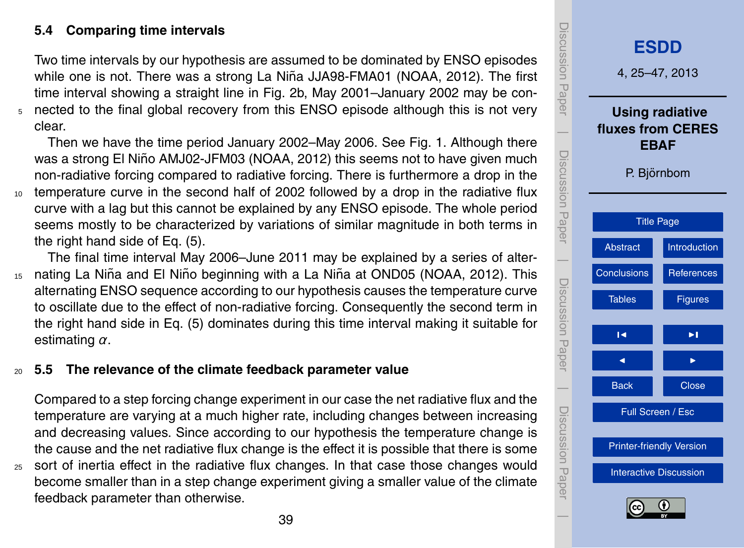### 5.4 Comparing time intervals

Two time intervals by our hypothesis are assumed to be dominated by ENSO episodes while one is not. There was a strong La Niña JJA98-FMA01 (NOAA, 2012). The first time interval showing a straight line in Fig. 2b, May 2001–January 2002 may be connected to the final global recovery from this ENSO episode although this is not very clear.

Then we have the time period January 2002–May 2006. See Fig. 1. Although there was a strong El Niño AMJ02-JFM03 (NOAA, 2012) this seems not to have given much non-radiative forcing compared to radiative forcing. There is furthermore a drop in the temperature curve in the second half of 2002 followed by a drop in the radiative flux curve with a lag but this cannot be explained by any ENSO episode. The whole period seems mostly to be characterized by variations of similar magnitude in both terms in the right hand side of Eq. (5).

The final time interval May 2006–June 2011 may be explained by a series of alternating La Niña and El Niño beginning with a La Niña at OND05 (NOAA, 2012). This alternating ENSO sequence according to our hypothesis causes the temperature curve to oscillate due to the effect of non-radiative forcing. Consequently the second term in the right hand side in Eq. (5) dominates during this time interval making it suitable for estimating $\alpha$.

### 5.5 The relevance of the climate feedback parameter value

Compared to a step forcing change experiment in our case the net radiative flux and the temperature are varying at a much higher rate, including changes between increasing and decreasing values. Since according to our hypothesis the temperature change is the cause and the net radiative flux change is the effect it is possible that there is some sort of inertia effect in the radiative flux changes. In that case those changes would become smaller than in a step change experiment giving a smaller value of the climate feedback parameter than otherwise.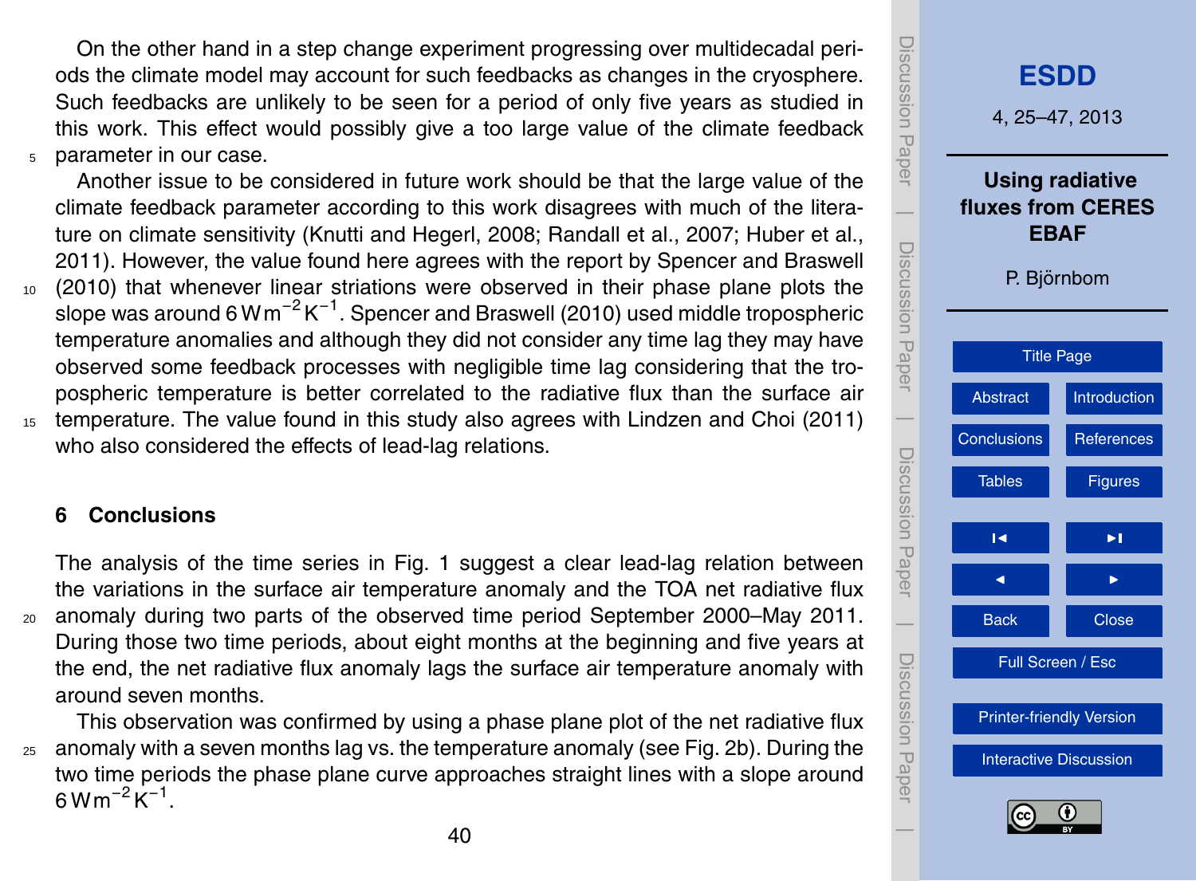On the other hand in a step change experiment progressing over multidecadal periods the climate model may account for such feedbacks as changes in the cryosphere. Such feedbacks are unlikely to be seen for a period of only five years as studied in this work. This effect would possibly give a too large value of the climate feedback parameter in our case.

Another issue to be considered in future work should be that the large value of the climate feedback parameter according to this work disagrees with much of the literature on climate sensitivity (Knutti and Hegerl, 2008; Randall et al., 2007; Huber et al., 2011). However, the value found here agrees with the report by Spencer and Braswell (2010) that whenever linear striations were observed in their phase plane plots the slope was around $6\,\mathrm{W\,m^{-2}\,K^{-1}}$. Spencer and Braswell (2010) used middle tropospheric temperature anomalies and although they did not consider any time lag they may have observed some feedback processes with negligible time lag considering that the tropospheric temperature is better correlated to the radiative flux than the surface air temperature. The value found in this study also agrees with Lindzen and Choi (2011) who also considered the effects of lead-lag relations.

## 6 Conclusions

The analysis of the time series in Fig. 1 suggest a clear lead-lag relation between the variations in the surface air temperature anomaly and the TOA net radiative flux anomaly during two parts of the observed time period September 2000–May 2011. During those two time periods, about eight months at the beginning and five years at the end, the net radiative flux anomaly lags the surface air temperature anomaly with around seven months.

This observation was confirmed by using a phase plane plot of the net radiative flux anomaly with a seven months lag vs. the temperature anomaly (see Fig. 2b). During the two time periods the phase plane curve approaches straight lines with a slope around $6\,\mathrm{W\,m^{-2}\,K^{-1}}$.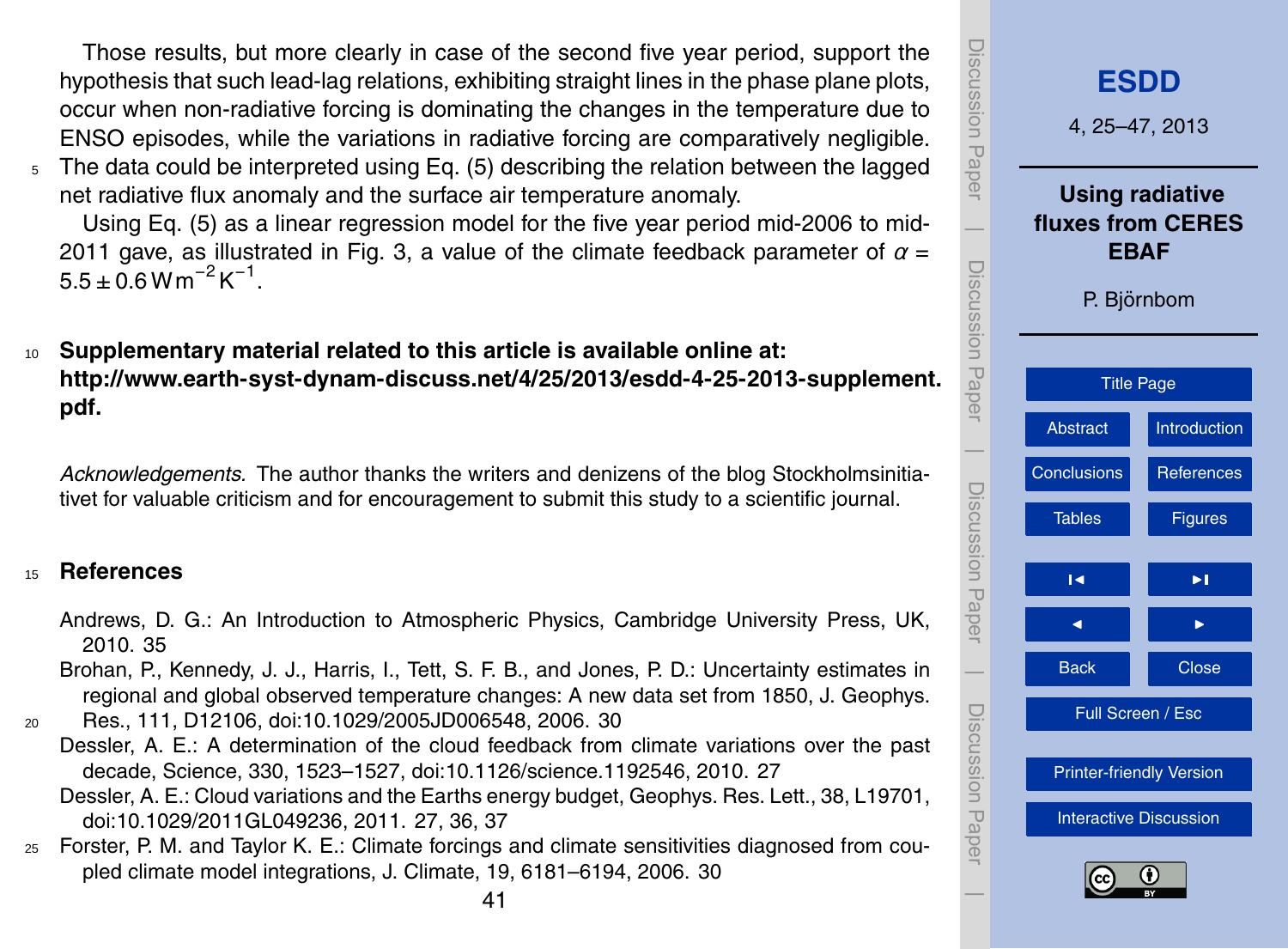Those results, but more clearly in case of the second five year period, support the hypothesis that such lead-lag relations, exhibiting straight lines in the phase plane plots, occur when non-radiative forcing is dominating the changes in the temperature due to ENSO episodes, while the variations in radiative forcing are comparatively negligible. The data could be interpreted using Eq. (5) describing the relation between the lagged net radiative flux anomaly and the surface air temperature anomaly.

Using Eq. (5) as a linear regression model for the five year period mid-2006 to mid-2011 gave, as illustrated in Fig. 3, a value of the climate feedback parameter of $\alpha = 5.5 \pm 0.6\,\mathrm{W\,m^{-2}\,K^{-1}}$.

**Supplementary material related to this article is available online at: http://www.earth-syst-dynam-discuss.net/4/25/2013/esdd-4-25-2013-supplement.pdf.**

*Acknowledgements.* The author thanks the writers and denizens of the blog Stockholmsinitiativet for valuable criticism and for encouragement to submit this study to a scientific journal.

## References

Andrews, D. G.: An Introduction to Atmospheric Physics, Cambridge University Press, UK, 2010. 35

Brohan, P., Kennedy, J. J., Harris, I., Tett, S. F. B., and Jones, P. D.: Uncertainty estimates in regional and global observed temperature changes: A new data set from 1850, J. Geophys. Res., 111, D12106, doi:10.1029/2005JD006548, 2006. 30

Dessler, A. E.: A determination of the cloud feedback from climate variations over the past decade, Science, 330, 1523–1527, doi:10.1126/science.1192546, 2010. 27

Dessler, A. E.: Cloud variations and the Earths energy budget, Geophys. Res. Lett., 38, L19701, doi:10.1029/2011GL049236, 2011. 27, 36, 37

Forster, P. M. and Taylor K. E.: Climate forcings and climate sensitivities diagnosed from coupled climate model integrations, J. Climate, 19, 6181–6194, 2006. 30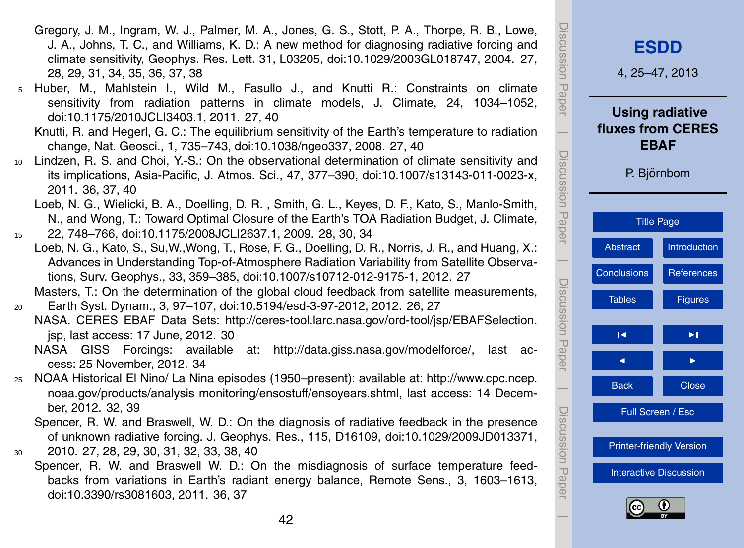Gregory, J. M., Ingram, W. J., Palmer, M. A., Jones, G. S., Stott, P. A., Thorpe, R. B., Lowe, J. A., Johns, T. C., and Williams, K. D.: A new method for diagnosing radiative forcing and climate sensitivity, Geophys. Res. Lett. 31, L03205, doi:10.1029/2003GL018747, 2004. 27, 28, 29, 31, 34, 35, 36, 37, 38

Huber, M., Mahlstein I., Wild M., Fasullo J., and Knutti R.: Constraints on climate sensitivity from radiation patterns in climate models, J. Climate, 24, 1034–1052, doi:10.1175/2010JCLI3403.1, 2011. 27, 40

Knutti, R. and Hegerl, G. C.: The equilibrium sensitivity of the Earth's temperature to radiation change, Nat. Geosci., 1, 735–743, doi:10.1038/ngeo337, 2008. 27, 40

Lindzen, R. S. and Choi, Y.-S.: On the observational determination of climate sensitivity and its implications, Asia-Pacific, J. Atmos. Sci., 47, 377–390, doi:10.1007/s13143-011-0023-x, 2011. 36, 37, 40

Loeb, N. G., Wielicki, B. A., Doelling, D. R. , Smith, G. L., Keyes, D. F., Kato, S., Manlo-Smith, N., and Wong, T.: Toward Optimal Closure of the Earth's TOA Radiation Budget, J. Climate, 22, 748–766, doi:10.1175/2008JCLI2637.1, 2009. 28, 30, 34

Loeb, N. G., Kato, S., Su,W.,Wong, T., Rose, F. G., Doelling, D. R., Norris, J. R., and Huang, X.: Advances in Understanding Top-of-Atmosphere Radiation Variability from Satellite Observations, Surv. Geophys., 33, 359–385, doi:10.1007/s10712-012-9175-1, 2012. 27

Masters, T.: On the determination of the global cloud feedback from satellite measurements, Earth Syst. Dynam., 3, 97–107, doi:10.5194/esd-3-97-2012, 2012. 26, 27

NASA. CERES EBAF Data Sets: http://ceres-tool.larc.nasa.gov/ord-tool/jsp/EBAFSelection.jsp, last access: 17 June, 2012. 30

NASA GISS Forcings: available at: http://data.giss.nasa.gov/modelforce/, last access: 25 November, 2012. 34

NOAA Historical El Nino/ La Nina episodes (1950–present): available at: http://www.cpc.ncep.noaa.gov/products/analysis_monitoring/ensostuff/ensoyears.shtml, last access: 14 December, 2012. 32, 39

Spencer, R. W. and Braswell, W. D.: On the diagnosis of radiative feedback in the presence of unknown radiative forcing. J. Geophys. Res., 115, D16109, doi:10.1029/2009JD013371, 2010. 27, 28, 29, 30, 31, 32, 33, 38, 40

Spencer, R. W. and Braswell W. D.: On the misdiagnosis of surface temperature feedbacks from variations in Earth's radiant energy balance, Remote Sens., 3, 1603–1613, doi:10.3390/rs3081603, 2011. 36, 37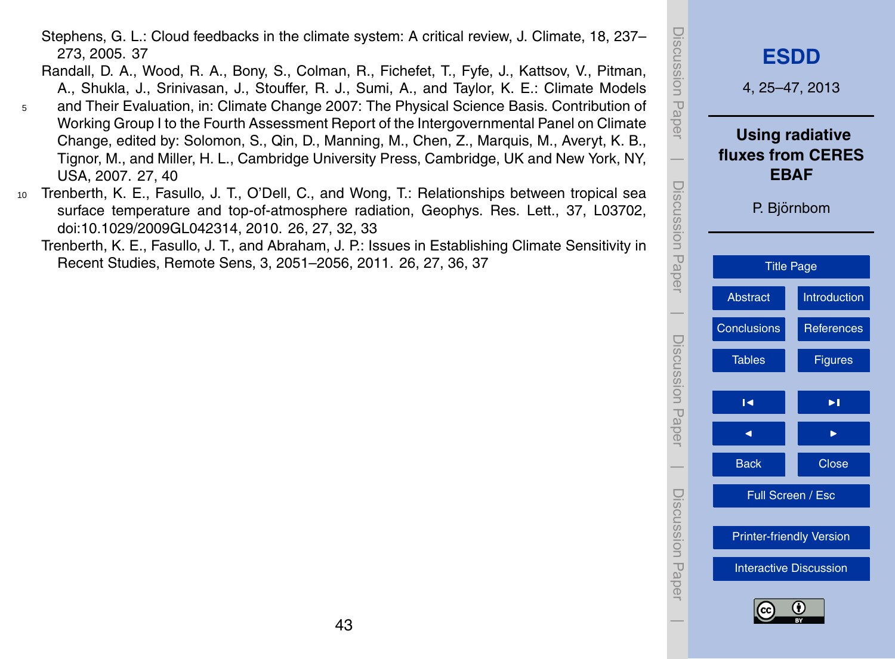Stephens, G. L.: Cloud feedbacks in the climate system: A critical review, J. Climate, 18, 237–273, 2005. 37

Randall, D. A., Wood, R. A., Bony, S., Colman, R., Fichefet, T., Fyfe, J., Kattsov, V., Pitman, A., Shukla, J., Srinivasan, J., Stouffer, R. J., Sumi, A., and Taylor, K. E.: Climate Models and Their Evaluation, in: Climate Change 2007: The Physical Science Basis. Contribution of Working Group I to the Fourth Assessment Report of the Intergovernmental Panel on Climate Change, edited by: Solomon, S., Qin, D., Manning, M., Chen, Z., Marquis, M., Averyt, K. B., Tignor, M., and Miller, H. L., Cambridge University Press, Cambridge, UK and New York, NY, USA, 2007. 27, 40

Trenberth, K. E., Fasullo, J. T., O'Dell, C., and Wong, T.: Relationships between tropical sea surface temperature and top-of-atmosphere radiation, Geophys. Res. Lett., 37, L03702, doi:10.1029/2009GL042314, 2010. 26, 27, 32, 33

Trenberth, K. E., Fasullo, J. T., and Abraham, J. P.: Issues in Establishing Climate Sensitivity in Recent Studies, Remote Sens, 3, 2051–2056, 2011. 26, 27, 36, 37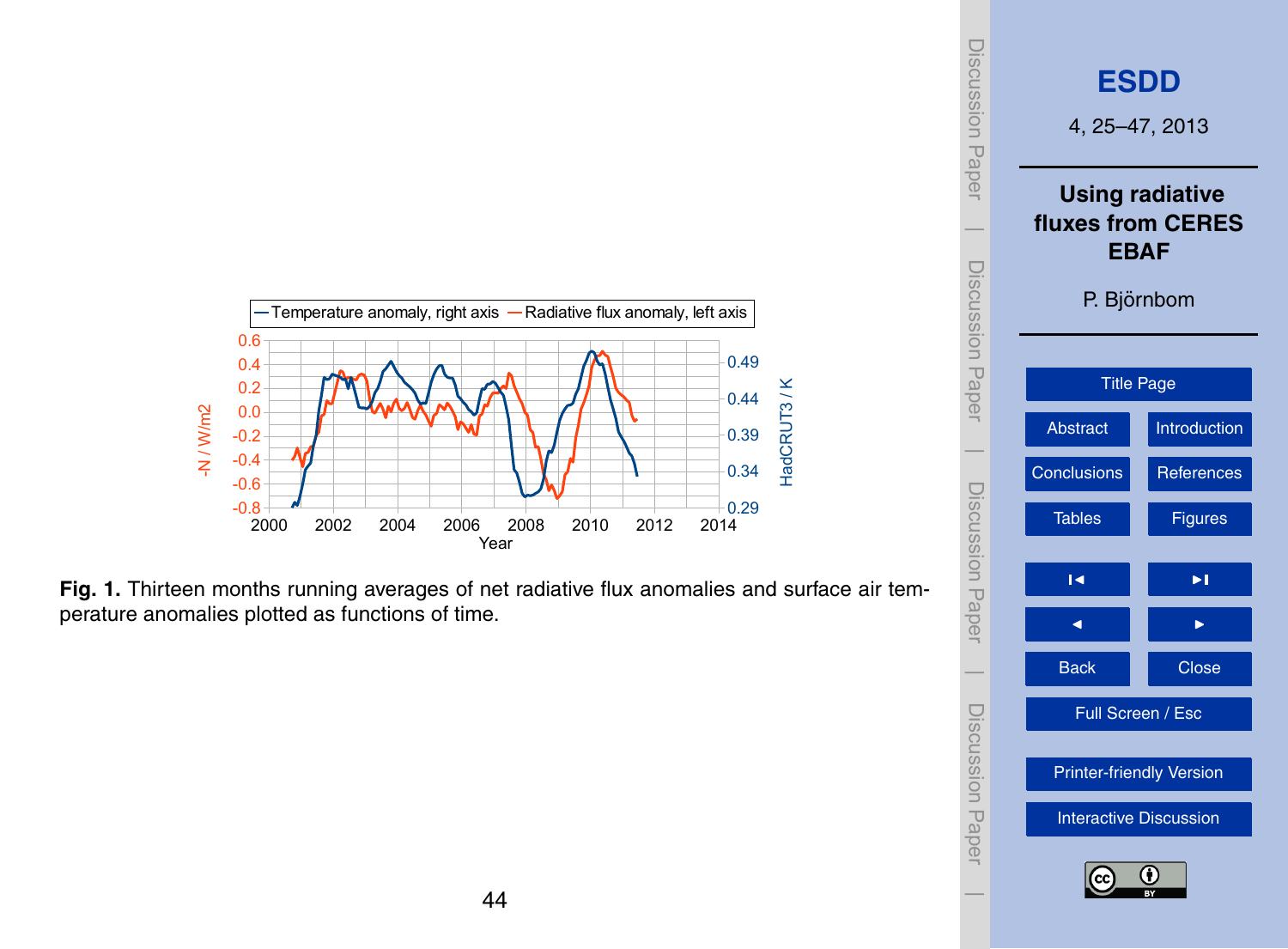Temperature anomaly, right axis
Radiative flux anomaly, left axis

-N / W/m2

0.6
0.4
0.2
0.0
-0.2
-0.4
-0.6
-0.8

HadCRUT3 / K

0.49
0.44
0.39
0.34
0.29

2000 2002 2004 2006 2008 2010 2012 2014

Year

**Fig. 1.** Thirteen months running averages of net radiative flux anomalies and surface air temperature anomalies plotted as functions of time.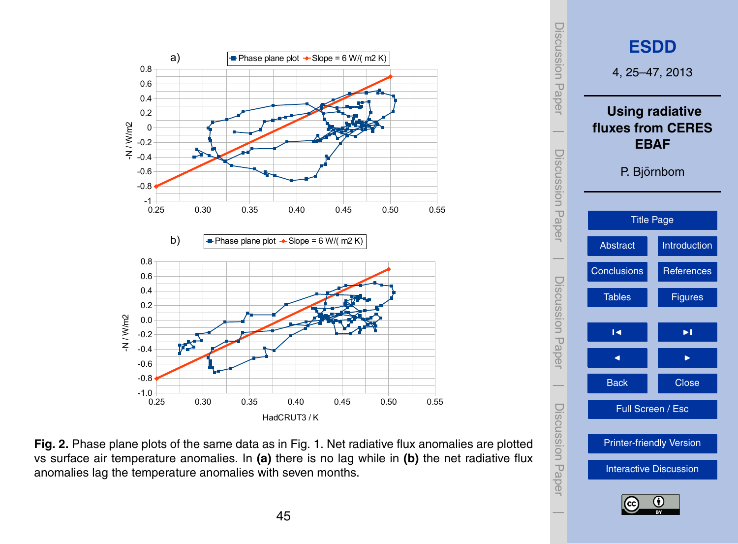a)

Phase plane plot
Slope = 6 W/( m2 K)

-N / W/m2

0.8
0.6
0.4
0.2
0
-0.2
-0.4
-0.6
-0.8
-1

0.25 0.30 0.35 0.40 0.45 0.50 0.55

b)

Phase plane plot
Slope = 6 W/( m2 K)

-N / W/m2

0.8
0.6
0.4
0.2
0.0
-0.2
-0.4
-0.6
-0.8
-1.0

0.25 0.30 0.35 0.40 0.45 0.50 0.55

HadCRUT3 / K

**Fig. 2.** Phase plane plots of the same data as in Fig. 1. Net radiative flux anomalies are plotted vs surface air temperature anomalies. In **(a)** there is no lag while in **(b)** the net radiative flux anomalies lag the temperature anomalies with seven months.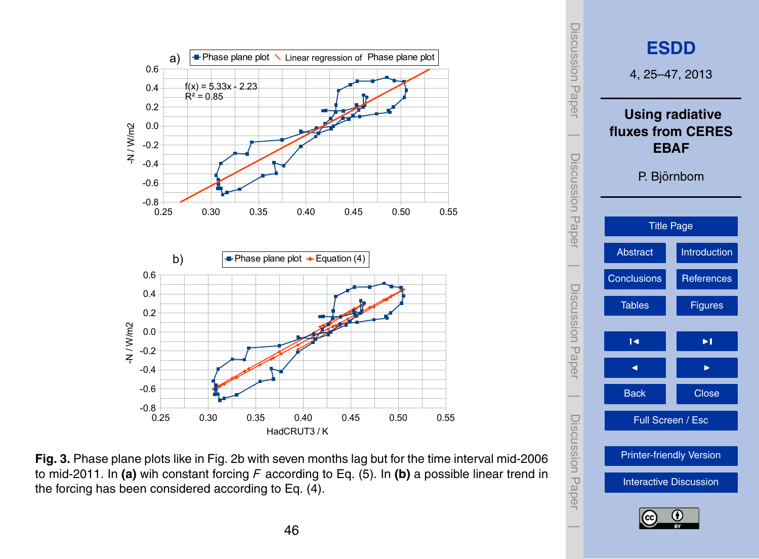a)

Phase plane plot    Linear regression of Phase plane plot

f(x) = 5.33x - 2.23
$R^2$ = 0.85

-N / W/m2

0.6
0.4
0.2
0.0
-0.2
-0.4
-0.6
-0.8

0.25 0.30 0.35 0.40 0.45 0.50 0.55

b)

Phase plane plot    Equation (4)

-N / W/m2

0.6
0.4
0.2
0.0
-0.2
-0.4
-0.6
-0.8

0.25 0.30 0.35 0.40 0.45 0.50 0.55

HadCRUT3 / K

**Fig. 3.** Phase plane plots like in Fig. 2b with seven months lag but for the time interval mid-2006 to mid-2011. In **(a)** wih constant forcing $F$ according to Eq. (5). In **(b)** a possible linear trend in the forcing has been considered according to Eq. (4).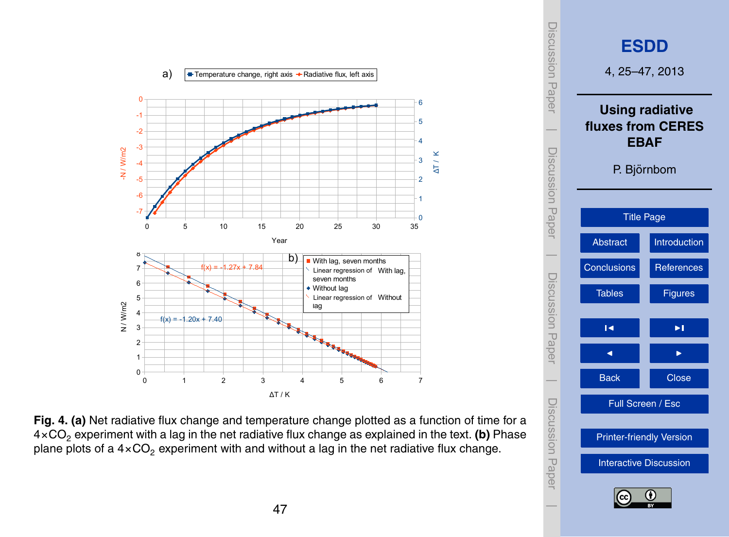a) Temperature change, right axis  Radiative flux, left axis

-N / W/m2

0
-1
-2
-3
-4
-5
-6
-7

ΔT / K

6
5
4
3
2
1
0

0 5 10 15 20 25 30 35

Year

b) With lag, seven months
Linear regression of With lag, seven months
Without lag
Linear regression of Without lag

f(x) = -1.27x + 7.84

f(x) = -1.20x + 7.40

N / W/m2

8
7
6
5
4
3
2
1
0

0 1 2 3 4 5 6 7

ΔT / K

**Fig. 4. (a)** Net radiative flux change and temperature change plotted as a function of time for a 4×$CO_2$ experiment with a lag in the net radiative flux change as explained in the text. **(b)** Phase plane plots of a 4×$CO_2$ experiment with and without a lag in the net radiative flux change.